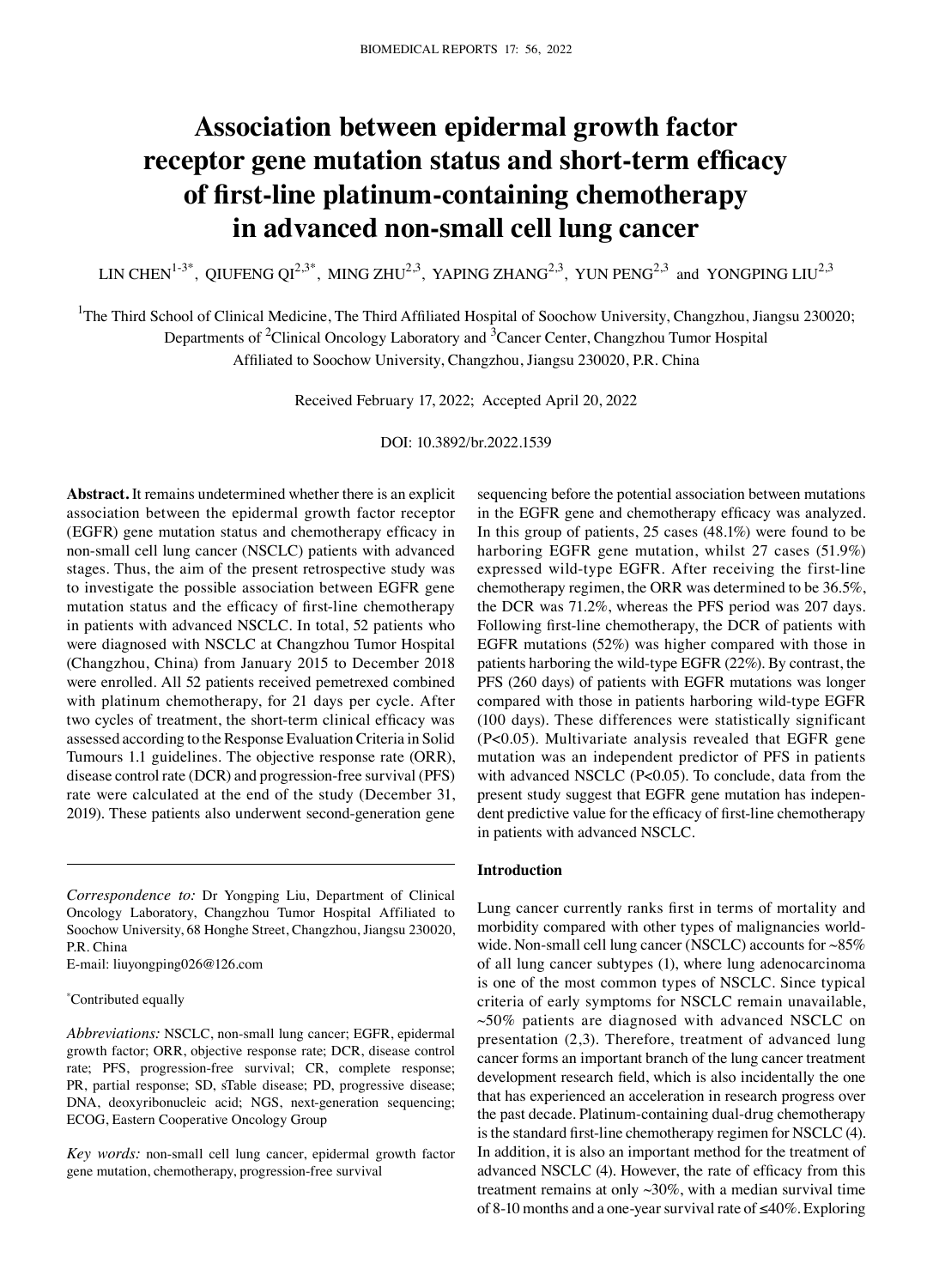# Association between epidermal growth factor receptor gene mutation status and short-term efficacy of first-line platinum-containing chemotherapy in advanced non-small cell lung cancer

LIN CHEN[1-3*], QIUFENG QI[2,3*], MING ZHU[2,3], YAPING ZHANG[2,3], YUN PENG[2,3] and YONGPING LIU[2,3]

[1]The Third School of Clinical Medicine, The Third Affiliated Hospital of Soochow University, Changzhou, Jiangsu 230020; Departments of [2]Clinical Oncology Laboratory and [3]Cancer Center, Changzhou Tumor Hospital Affiliated to Soochow University, Changzhou, Jiangsu 230020, P.R. China

Received February 17, 2022; Accepted April 20, 2022

DOI: 10.3892/br.2022.1539

**Abstract.** It remains undetermined whether there is an explicit association between the epidermal growth factor receptor (EGFR) gene mutation status and chemotherapy efficacy in non-small cell lung cancer (NSCLC) patients with advanced stages. Thus, the aim of the present retrospective study was to investigate the possible association between EGFR gene mutation status and the efficacy of first-line chemotherapy in patients with advanced NSCLC. In total, 52 patients who were diagnosed with NSCLC at Changzhou Tumor Hospital (Changzhou, China) from January 2015 to December 2018 were enrolled. All 52 patients received pemetrexed combined with platinum chemotherapy, for 21 days per cycle. After two cycles of treatment, the short-term clinical efficacy was assessed according to the Response Evaluation Criteria in Solid Tumours 1.1 guidelines. The objective response rate (ORR), disease control rate (DCR) and progression-free survival (PFS) rate were calculated at the end of the study (December 31, 2019). These patients also underwent second-generation gene sequencing before the potential association between mutations in the EGFR gene and chemotherapy efficacy was analyzed. In this group of patients, 25 cases (48.1%) were found to be harboring EGFR gene mutation, whilst 27 cases (51.9%) expressed wild-type EGFR. After receiving the first-line chemotherapy regimen, the ORR was determined to be 36.5%, the DCR was 71.2%, whereas the PFS period was 207 days. Following first-line chemotherapy, the DCR of patients with EGFR mutations (52%) was higher compared with those in patients harboring the wild-type EGFR (22%). By contrast, the PFS (260 days) of patients with EGFR mutations was longer compared with those in patients harboring wild-type EGFR (100 days). These differences were statistically significant ($P<0.05$). Multivariate analysis revealed that EGFR gene mutation was an independent predictor of PFS in patients with advanced NSCLC ($P<0.05$). To conclude, data from the present study suggest that EGFR gene mutation has independent predictive value for the efficacy of first-line chemotherapy in patients with advanced NSCLC.

*Correspondence to:* Dr Yongping Liu, Department of Clinical Oncology Laboratory, Changzhou Tumor Hospital Affiliated to Soochow University, 68 Honghe Street, Changzhou, Jiangsu 230020, P.R. China
E-mail: liuyongping026@126.com

*Contributed equally

*Abbreviations:* NSCLC, non-small lung cancer; EGFR, epidermal growth factor; ORR, objective response rate; DCR, disease control rate; PFS, progression-free survival; CR, complete response; PR, partial response; SD, sTable disease; PD, progressive disease; DNA, deoxyribonucleic acid; NGS, next-generation sequencing; ECOG, Eastern Cooperative Oncology Group

*Key words:* non-small cell lung cancer, epidermal growth factor gene mutation, chemotherapy, progression-free survival

## Introduction

Lung cancer currently ranks first in terms of mortality and morbidity compared with other types of malignancies worldwide. Non-small cell lung cancer (NSCLC) accounts for ~85% of all lung cancer subtypes (1), where lung adenocarcinoma is one of the most common types of NSCLC. Since typical criteria of early symptoms for NSCLC remain unavailable, ~50% patients are diagnosed with advanced NSCLC on presentation (2,3). Therefore, treatment of advanced lung cancer forms an important branch of the lung cancer treatment development research field, which is also incidentally the one that has experienced an acceleration in research progress over the past decade. Platinum-containing dual-drug chemotherapy is the standard first-line chemotherapy regimen for NSCLC (4). In addition, it is also an important method for the treatment of advanced NSCLC (4). However, the rate of efficacy from this treatment remains at only ~30%, with a median survival time of 8-10 months and a one-year survival rate of ≤40%. Exploring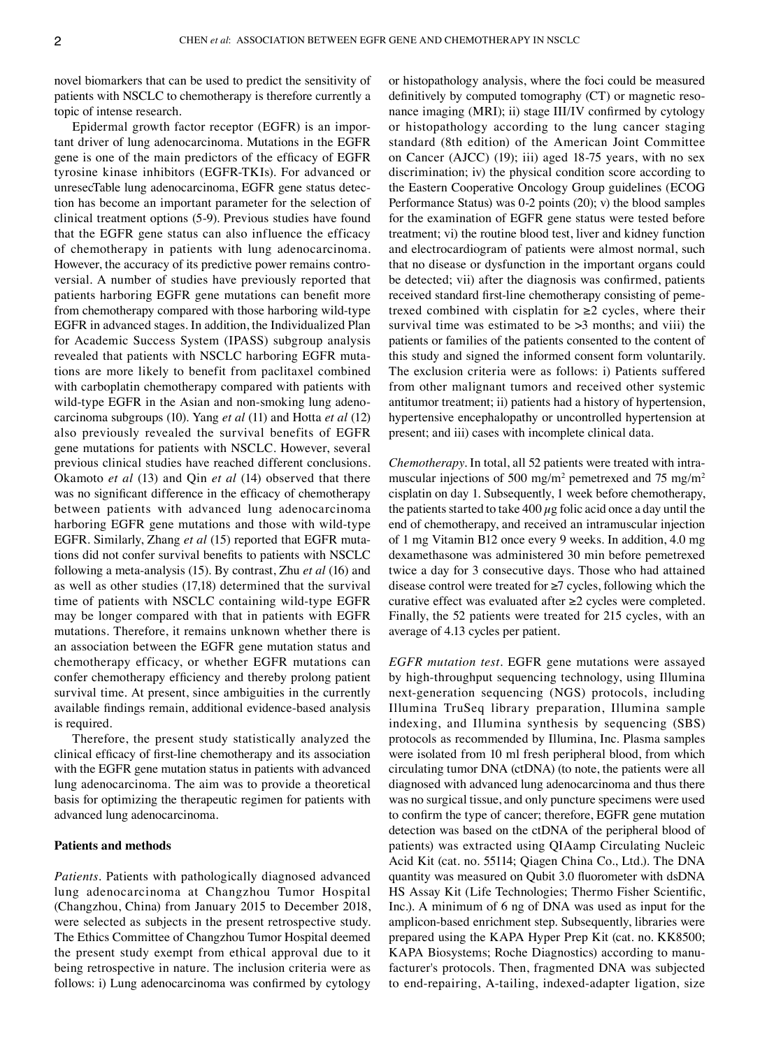novel biomarkers that can be used to predict the sensitivity of patients with NSCLC to chemotherapy is therefore currently a topic of intense research.

Epidermal growth factor receptor (EGFR) is an important driver of lung adenocarcinoma. Mutations in the EGFR gene is one of the main predictors of the efficacy of EGFR tyrosine kinase inhibitors (EGFR-TKIs). For advanced or unresecTable lung adenocarcinoma, EGFR gene status detection has become an important parameter for the selection of clinical treatment options (5-9). Previous studies have found that the EGFR gene status can also influence the efficacy of chemotherapy in patients with lung adenocarcinoma. However, the accuracy of its predictive power remains controversial. A number of studies have previously reported that patients harboring EGFR gene mutations can benefit more from chemotherapy compared with those harboring wild-type EGFR in advanced stages. In addition, the Individualized Plan for Academic Success System (IPASS) subgroup analysis revealed that patients with NSCLC harboring EGFR mutations are more likely to benefit from paclitaxel combined with carboplatin chemotherapy compared with patients with wild-type EGFR in the Asian and non-smoking lung adenocarcinoma subgroups (10). Yang *et al* (11) and Hotta *et al* (12) also previously revealed the survival benefits of EGFR gene mutations for patients with NSCLC. However, several previous clinical studies have reached different conclusions. Okamoto *et al* (13) and Qin *et al* (14) observed that there was no significant difference in the efficacy of chemotherapy between patients with advanced lung adenocarcinoma harboring EGFR gene mutations and those with wild-type EGFR. Similarly, Zhang *et al* (15) reported that EGFR mutations did not confer survival benefits to patients with NSCLC following a meta-analysis (15). By contrast, Zhu *et al* (16) and as well as other studies (17,18) determined that the survival time of patients with NSCLC containing wild-type EGFR may be longer compared with that in patients with EGFR mutations. Therefore, it remains unknown whether there is an association between the EGFR gene mutation status and chemotherapy efficacy, or whether EGFR mutations can confer chemotherapy efficiency and thereby prolong patient survival time. At present, since ambiguities in the currently available findings remain, additional evidence-based analysis is required.

Therefore, the present study statistically analyzed the clinical efficacy of first-line chemotherapy and its association with the EGFR gene mutation status in patients with advanced lung adenocarcinoma. The aim was to provide a theoretical basis for optimizing the therapeutic regimen for patients with advanced lung adenocarcinoma.

## Patients and methods

*Patients.* Patients with pathologically diagnosed advanced lung adenocarcinoma at Changzhou Tumor Hospital (Changzhou, China) from January 2015 to December 2018, were selected as subjects in the present retrospective study. The Ethics Committee of Changzhou Tumor Hospital deemed the present study exempt from ethical approval due to it being retrospective in nature. The inclusion criteria were as follows: i) Lung adenocarcinoma was confirmed by cytology or histopathology analysis, where the foci could be measured definitively by computed tomography (CT) or magnetic resonance imaging (MRI); ii) stage III/IV confirmed by cytology or histopathology according to the lung cancer staging standard (8th edition) of the American Joint Committee on Cancer (AJCC) (19); iii) aged 18-75 years, with no sex discrimination; iv) the physical condition score according to the Eastern Cooperative Oncology Group guidelines (ECOG Performance Status) was 0-2 points (20); v) the blood samples for the examination of EGFR gene status were tested before treatment; vi) the routine blood test, liver and kidney function and electrocardiogram of patients were almost normal, such that no disease or dysfunction in the important organs could be detected; vii) after the diagnosis was confirmed, patients received standard first-line chemotherapy consisting of pemetrexed combined with cisplatin for ≥2 cycles, where their survival time was estimated to be >3 months; and viii) the patients or families of the patients consented to the content of this study and signed the informed consent form voluntarily. The exclusion criteria were as follows: i) Patients suffered from other malignant tumors and received other systemic antitumor treatment; ii) patients had a history of hypertension, hypertensive encephalopathy or uncontrolled hypertension at present; and iii) cases with incomplete clinical data.

*Chemotherapy.* In total, all 52 patients were treated with intramuscular injections of 500 mg/m$^2$ pemetrexed and 75 mg/m$^2$ cisplatin on day 1. Subsequently, 1 week before chemotherapy, the patients started to take 400 $\mu$g folic acid once a day until the end of chemotherapy, and received an intramuscular injection of 1 mg Vitamin B12 once every 9 weeks. In addition, 4.0 mg dexamethasone was administered 30 min before pemetrexed twice a day for 3 consecutive days. Those who had attained disease control were treated for ≥7 cycles, following which the curative effect was evaluated after ≥2 cycles were completed. Finally, the 52 patients were treated for 215 cycles, with an average of 4.13 cycles per patient.

*EGFR mutation test.* EGFR gene mutations were assayed by high-throughput sequencing technology, using Illumina next-generation sequencing (NGS) protocols, including Illumina TruSeq library preparation, Illumina sample indexing, and Illumina synthesis by sequencing (SBS) protocols as recommended by Illumina, Inc. Plasma samples were isolated from 10 ml fresh peripheral blood, from which circulating tumor DNA (ctDNA) (to note, the patients were all diagnosed with advanced lung adenocarcinoma and thus there was no surgical tissue, and only puncture specimens were used to confirm the type of cancer; therefore, EGFR gene mutation detection was based on the ctDNA of the peripheral blood of patients) was extracted using QIAamp Circulating Nucleic Acid Kit (cat. no. 55114; Qiagen China Co., Ltd.). The DNA quantity was measured on Qubit 3.0 fluorometer with dsDNA HS Assay Kit (Life Technologies; Thermo Fisher Scientific, Inc.). A minimum of 6 ng of DNA was used as input for the amplicon-based enrichment step. Subsequently, libraries were prepared using the KAPA Hyper Prep Kit (cat. no. KK8500; KAPA Biosystems; Roche Diagnostics) according to manufacturer's protocols. Then, fragmented DNA was subjected to end-repairing, A-tailing, indexed-adapter ligation, size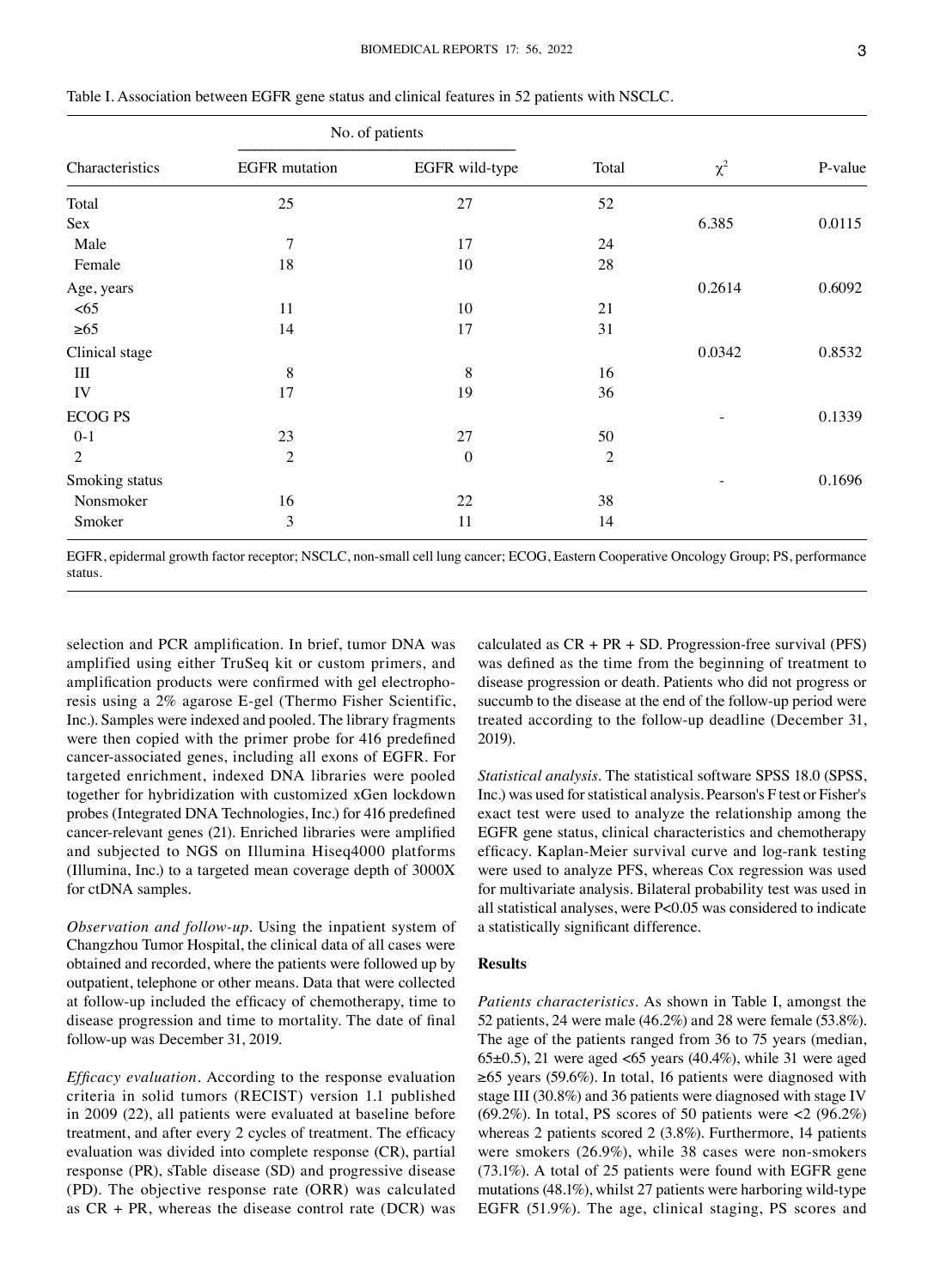Table I. Association between EGFR gene status and clinical features in 52 patients with NSCLC.

| Characteristics | No. of patients | | | $\chi^2$ | P-value |
|---|---|---|---|---|---|
| | EGFR mutation | EGFR wild-type | Total | | |
| Total | 25 | 27 | 52 | | |
| Sex | | | | 6.385 | 0.0115 |
| Male | 7 | 17 | 24 | | |
| Female | 18 | 10 | 28 | | |
| Age, years | | | | 0.2614 | 0.6092 |
| <65 | 11 | 10 | 21 | | |
| ≥65 | 14 | 17 | 31 | | |
| Clinical stage | | | | 0.0342 | 0.8532 |
| III | 8 | 8 | 16 | | |
| IV | 17 | 19 | 36 | | |
| ECOG PS | | | | - | 0.1339 |
| 0-1 | 23 | 27 | 50 | | |
| 2 | 2 | 0 | 2 | | |
| Smoking status | | | | - | 0.1696 |
| Nonsmoker | 16 | 22 | 38 | | |
| Smoker | 3 | 11 | 14 | | |

EGFR, epidermal growth factor receptor; NSCLC, non-small cell lung cancer; ECOG, Eastern Cooperative Oncology Group; PS, performance status.

selection and PCR amplification. In brief, tumor DNA was amplified using either TruSeq kit or custom primers, and amplification products were confirmed with gel electrophoresis using a 2% agarose E-gel (Thermo Fisher Scientific, Inc.). Samples were indexed and pooled. The library fragments were then copied with the primer probe for 416 predefined cancer-associated genes, including all exons of EGFR. For targeted enrichment, indexed DNA libraries were pooled together for hybridization with customized xGen lockdown probes (Integrated DNA Technologies, Inc.) for 416 predefined cancer-relevant genes (21). Enriched libraries were amplified and subjected to NGS on Illumina Hiseq4000 platforms (Illumina, Inc.) to a targeted mean coverage depth of 3000X for ctDNA samples.

*Observation and follow-up.* Using the inpatient system of Changzhou Tumor Hospital, the clinical data of all cases were obtained and recorded, where the patients were followed up by outpatient, telephone or other means. Data that were collected at follow-up included the efficacy of chemotherapy, time to disease progression and time to mortality. The date of final follow-up was December 31, 2019.

*Efficacy evaluation.* According to the response evaluation criteria in solid tumors (RECIST) version 1.1 published in 2009 (22), all patients were evaluated at baseline before treatment, and after every 2 cycles of treatment. The efficacy evaluation was divided into complete response (CR), partial response (PR), sTable disease (SD) and progressive disease (PD). The objective response rate (ORR) was calculated as CR + PR, whereas the disease control rate (DCR) was calculated as CR + PR + SD. Progression-free survival (PFS) was defined as the time from the beginning of treatment to disease progression or death. Patients who did not progress or succumb to the disease at the end of the follow-up period were treated according to the follow-up deadline (December 31, 2019).

*Statistical analysis.* The statistical software SPSS 18.0 (SPSS, Inc.) was used for statistical analysis. Pearson's F test or Fisher's exact test were used to analyze the relationship among the EGFR gene status, clinical characteristics and chemotherapy efficacy. Kaplan-Meier survival curve and log-rank testing were used to analyze PFS, whereas Cox regression was used for multivariate analysis. Bilateral probability test was used in all statistical analyses, were P<0.05 was considered to indicate a statistically significant difference.

## Results

*Patients characteristics.* As shown in Table I, amongst the 52 patients, 24 were male (46.2%) and 28 were female (53.8%). The age of the patients ranged from 36 to 75 years (median, 65±0.5), 21 were aged <65 years (40.4%), while 31 were aged ≥65 years (59.6%). In total, 16 patients were diagnosed with stage III (30.8%) and 36 patients were diagnosed with stage IV (69.2%). In total, PS scores of 50 patients were <2 (96.2%) whereas 2 patients scored 2 (3.8%). Furthermore, 14 patients were smokers (26.9%), while 38 cases were non-smokers (73.1%). A total of 25 patients were found with EGFR gene mutations (48.1%), whilst 27 patients were harboring wild-type EGFR (51.9%). The age, clinical staging, PS scores and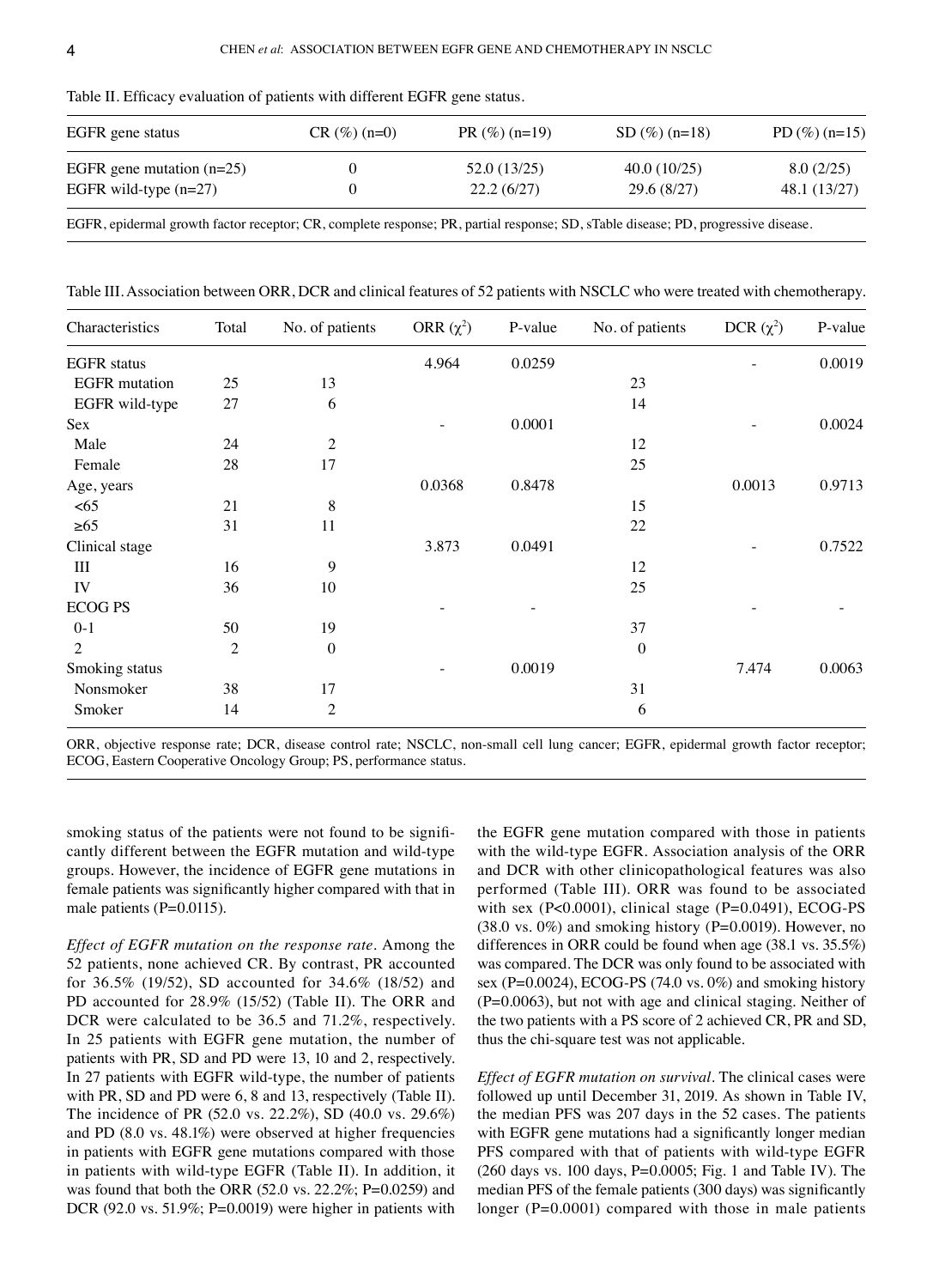Table II. Efficacy evaluation of patients with different EGFR gene status.

| EGFR gene status | CR (%) (n=0) | PR (%) (n=19) | SD (%) (n=18) | PD (%) (n=15) |
|---|---|---|---|---|
| EGFR gene mutation (n=25) | 0 | 52.0 (13/25) | 40.0 (10/25) | 8.0 (2/25) |
| EGFR wild-type (n=27) | 0 | 22.2 (6/27) | 29.6 (8/27) | 48.1 (13/27) |

EGFR, epidermal growth factor receptor; CR, complete response; PR, partial response; SD, sTable disease; PD, progressive disease.

Table III. Association between ORR, DCR and clinical features of 52 patients with NSCLC who were treated with chemotherapy.

| Characteristics | Total | No. of patients | ORR ($\chi^2$) | P-value | No. of patients | DCR ($\chi^2$) | P-value |
|---|---|---|---|---|---|---|---|
| EGFR status | | | 4.964 | 0.0259 | | - | 0.0019 |
| EGFR mutation | 25 | 13 | | | 23 | | |
| EGFR wild-type | 27 | 6 | | | 14 | | |
| Sex | | | - | 0.0001 | | - | 0.0024 |
| Male | 24 | 2 | | | 12 | | |
| Female | 28 | 17 | | | 25 | | |
| Age, years | | | 0.0368 | 0.8478 | | 0.0013 | 0.9713 |
| <65 | 21 | 8 | | | 15 | | |
| ≥65 | 31 | 11 | | | 22 | | |
| Clinical stage | | | 3.873 | 0.0491 | | - | 0.7522 |
| III | 16 | 9 | | | 12 | | |
| IV | 36 | 10 | | | 25 | | |
| ECOG PS | | | - | - | | - | - |
| 0-1 | 50 | 19 | | | 37 | | |
| 2 | 2 | 0 | | | 0 | | |
| Smoking status | | | - | 0.0019 | | 7.474 | 0.0063 |
| Nonsmoker | 38 | 17 | | | 31 | | |
| Smoker | 14 | 2 | | | 6 | | |

ORR, objective response rate; DCR, disease control rate; NSCLC, non-small cell lung cancer; EGFR, epidermal growth factor receptor; ECOG, Eastern Cooperative Oncology Group; PS, performance status.

smoking status of the patients were not found to be significantly different between the EGFR mutation and wild-type groups. However, the incidence of EGFR gene mutations in female patients was significantly higher compared with that in male patients (P=0.0115).

*Effect of EGFR mutation on the response rate.* Among the 52 patients, none achieved CR. By contrast, PR accounted for 36.5% (19/52), SD accounted for 34.6% (18/52) and PD accounted for 28.9% (15/52) (Table II). The ORR and DCR were calculated to be 36.5 and 71.2%, respectively. In 25 patients with EGFR gene mutation, the number of patients with PR, SD and PD were 13, 10 and 2, respectively. In 27 patients with EGFR wild-type, the number of patients with PR, SD and PD were 6, 8 and 13, respectively (Table II). The incidence of PR (52.0 vs. 22.2%), SD (40.0 vs. 29.6%) and PD (8.0 vs. 48.1%) were observed at higher frequencies in patients with EGFR gene mutations compared with those in patients with wild-type EGFR (Table II). In addition, it was found that both the ORR (52.0 vs. 22.2%; P=0.0259) and DCR (92.0 vs. 51.9%; P=0.0019) were higher in patients with the EGFR gene mutation compared with those in patients with the wild-type EGFR. Association analysis of the ORR and DCR with other clinicopathological features was also performed (Table III). ORR was found to be associated with sex (P<0.0001), clinical stage (P=0.0491), ECOG-PS (38.0 vs. 0%) and smoking history (P=0.0019). However, no differences in ORR could be found when age (38.1 vs. 35.5%) was compared. The DCR was only found to be associated with sex (P=0.0024), ECOG-PS (74.0 vs. 0%) and smoking history (P=0.0063), but not with age and clinical staging. Neither of the two patients with a PS score of 2 achieved CR, PR and SD, thus the chi-square test was not applicable.

*Effect of EGFR mutation on survival.* The clinical cases were followed up until December 31, 2019. As shown in Table IV, the median PFS was 207 days in the 52 cases. The patients with EGFR gene mutations had a significantly longer median PFS compared with that of patients with wild-type EGFR (260 days vs. 100 days, P=0.0005; Fig. 1 and Table IV). The median PFS of the female patients (300 days) was significantly longer (P=0.0001) compared with those in male patients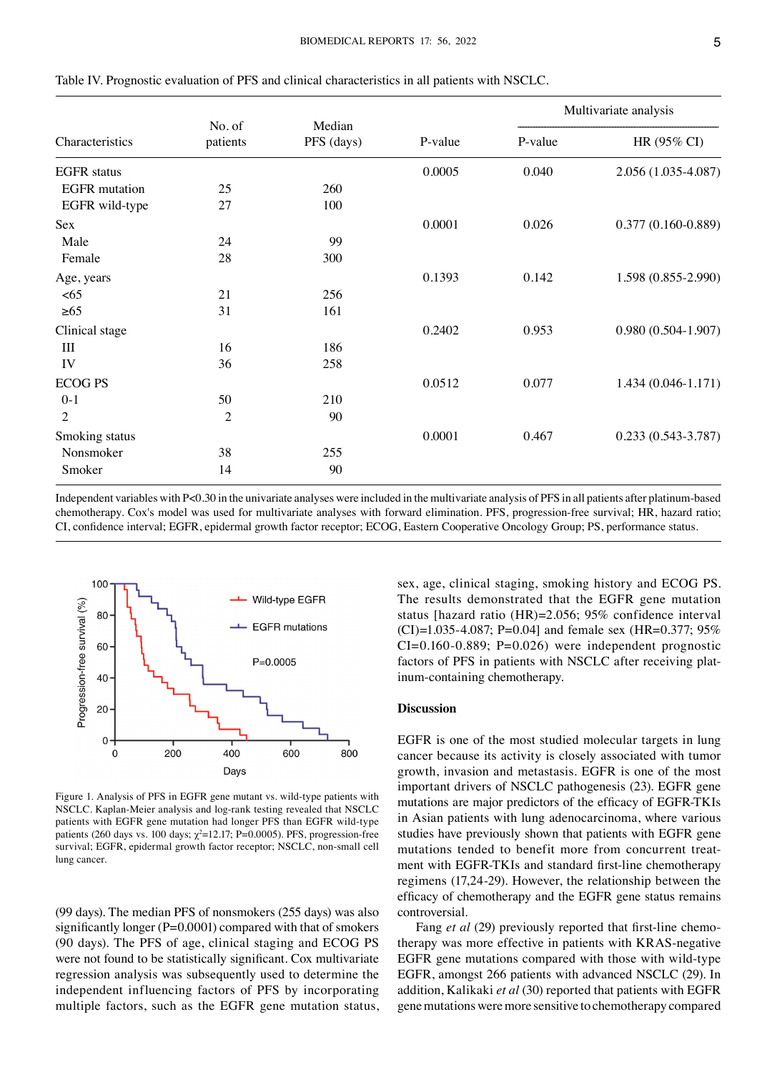Table IV. Prognostic evaluation of PFS and clinical characteristics in all patients with NSCLC.

| Characteristics | No. of patients | Median PFS (days) | P-value | Multivariate analysis | |
|---|---|---|---|---|---|
| | | | | P-value | HR (95% CI) |
| EGFR status | | | 0.0005 | 0.040 | 2.056 (1.035-4.087) |
| EGFR mutation | 25 | 260 | | | |
| EGFR wild-type | 27 | 100 | | | |
| Sex | | | 0.0001 | 0.026 | 0.377 (0.160-0.889) |
| Male | 24 | 99 | | | |
| Female | 28 | 300 | | | |
| Age, years | | | 0.1393 | 0.142 | 1.598 (0.855-2.990) |
| <65 | 21 | 256 | | | |
| ≥65 | 31 | 161 | | | |
| Clinical stage | | | 0.2402 | 0.953 | 0.980 (0.504-1.907) |
| III | 16 | 186 | | | |
| IV | 36 | 258 | | | |
| ECOG PS | | | 0.0512 | 0.077 | 1.434 (0.046-1.171) |
| 0-1 | 50 | 210 | | | |
| 2 | 2 | 90 | | | |
| Smoking status | | | 0.0001 | 0.467 | 0.233 (0.543-3.787) |
| Nonsmoker | 38 | 255 | | | |
| Smoker | 14 | 90 | | | |

Independent variables with P<0.30 in the univariate analyses were included in the multivariate analysis of PFS in all patients after platinum-based chemotherapy. Cox's model was used for multivariate analyses with forward elimination. PFS, progression-free survival; HR, hazard ratio; CI, confidence interval; EGFR, epidermal growth factor receptor; ECOG, Eastern Cooperative Oncology Group; PS, performance status.

Figure 1. Analysis of PFS in EGFR gene mutant vs. wild-type patients with NSCLC. Kaplan-Meier analysis and log-rank testing revealed that NSCLC patients with EGFR gene mutation had longer PFS than EGFR wild-type patients (260 days vs. 100 days; $\chi^2$=12.17; P=0.0005). PFS, progression-free survival; EGFR, epidermal growth factor receptor; NSCLC, non-small cell lung cancer.

(99 days). The median PFS of nonsmokers (255 days) was also significantly longer (P=0.0001) compared with that of smokers (90 days). The PFS of age, clinical staging and ECOG PS were not found to be statistically significant. Cox multivariate regression analysis was subsequently used to determine the independent influencing factors of PFS by incorporating multiple factors, such as the EGFR gene mutation status, sex, age, clinical staging, smoking history and ECOG PS. The results demonstrated that the EGFR gene mutation status [hazard ratio (HR)=2.056; 95% confidence interval (CI)=1.035-4.087; P=0.04] and female sex (HR=0.377; 95% CI=0.160-0.889; P=0.026) were independent prognostic factors of PFS in patients with NSCLC after receiving platinum-containing chemotherapy.

## Discussion

EGFR is one of the most studied molecular targets in lung cancer because its activity is closely associated with tumor growth, invasion and metastasis. EGFR is one of the most important drivers of NSCLC pathogenesis (23). EGFR gene mutations are major predictors of the efficacy of EGFR-TKIs in Asian patients with lung adenocarcinoma, where various studies have previously shown that patients with EGFR gene mutations tended to benefit more from concurrent treatment with EGFR-TKIs and standard first-line chemotherapy regimens (17,24-29). However, the relationship between the efficacy of chemotherapy and the EGFR gene status remains controversial.

Fang *et al* (29) previously reported that first-line chemotherapy was more effective in patients with KRAS-negative EGFR gene mutations compared with those with wild-type EGFR, amongst 266 patients with advanced NSCLC (29). In addition, Kalikaki *et al* (30) reported that patients with EGFR gene mutations were more sensitive to chemotherapy compared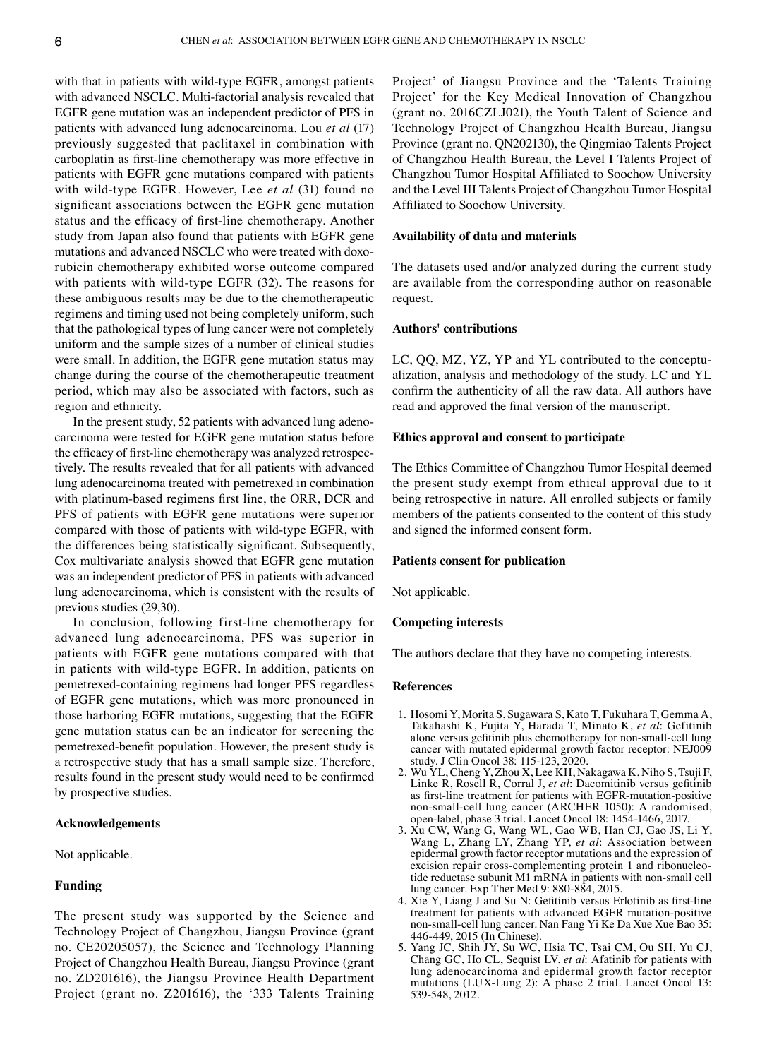with that in patients with wild-type EGFR, amongst patients with advanced NSCLC. Multi-factorial analysis revealed that EGFR gene mutation was an independent predictor of PFS in patients with advanced lung adenocarcinoma. Lou *et al* (17) previously suggested that paclitaxel in combination with carboplatin as first-line chemotherapy was more effective in patients with EGFR gene mutations compared with patients with wild-type EGFR. However, Lee *et al* (31) found no significant associations between the EGFR gene mutation status and the efficacy of first-line chemotherapy. Another study from Japan also found that patients with EGFR gene mutations and advanced NSCLC who were treated with doxorubicin chemotherapy exhibited worse outcome compared with patients with wild-type EGFR (32). The reasons for these ambiguous results may be due to the chemotherapeutic regimens and timing used not being completely uniform, such that the pathological types of lung cancer were not completely uniform and the sample sizes of a number of clinical studies were small. In addition, the EGFR gene mutation status may change during the course of the chemotherapeutic treatment period, which may also be associated with factors, such as region and ethnicity.

In the present study, 52 patients with advanced lung adenocarcinoma were tested for EGFR gene mutation status before the efficacy of first-line chemotherapy was analyzed retrospectively. The results revealed that for all patients with advanced lung adenocarcinoma treated with pemetrexed in combination with platinum-based regimens first line, the ORR, DCR and PFS of patients with EGFR gene mutations were superior compared with those of patients with wild-type EGFR, with the differences being statistically significant. Subsequently, Cox multivariate analysis showed that EGFR gene mutation was an independent predictor of PFS in patients with advanced lung adenocarcinoma, which is consistent with the results of previous studies (29,30).

In conclusion, following first-line chemotherapy for advanced lung adenocarcinoma, PFS was superior in patients with EGFR gene mutations compared with that in patients with wild-type EGFR. In addition, patients on pemetrexed-containing regimens had longer PFS regardless of EGFR gene mutations, which was more pronounced in those harboring EGFR mutations, suggesting that the EGFR gene mutation status can be an indicator for screening the pemetrexed-benefit population. However, the present study is a retrospective study that has a small sample size. Therefore, results found in the present study would need to be confirmed by prospective studies.

## Acknowledgements

Not applicable.

## Funding

The present study was supported by the Science and Technology Project of Changzhou, Jiangsu Province (grant no. CE20205057), the Science and Technology Planning Project of Changzhou Health Bureau, Jiangsu Province (grant no. ZD201616), the Jiangsu Province Health Department Project (grant no. Z201616), the '333 Talents Training Project' of Jiangsu Province and the 'Talents Training Project' for the Key Medical Innovation of Changzhou (grant no. 2016CZLJ021), the Youth Talent of Science and Technology Project of Changzhou Health Bureau, Jiangsu Province (grant no. QN202130), the Qingmiao Talents Project of Changzhou Health Bureau, the Level I Talents Project of Changzhou Tumor Hospital Affiliated to Soochow University and the Level III Talents Project of Changzhou Tumor Hospital Affiliated to Soochow University.

## Availability of data and materials

The datasets used and/or analyzed during the current study are available from the corresponding author on reasonable request.

## Authors' contributions

LC, QQ, MZ, YZ, YP and YL contributed to the conceptualization, analysis and methodology of the study. LC and YL confirm the authenticity of all the raw data. All authors have read and approved the final version of the manuscript.

## Ethics approval and consent to participate

The Ethics Committee of Changzhou Tumor Hospital deemed the present study exempt from ethical approval due to it being retrospective in nature. All enrolled subjects or family members of the patients consented to the content of this study and signed the informed consent form.

## Patients consent for publication

Not applicable.

## Competing interests

The authors declare that they have no competing interests.

## References

1. Hosomi Y, Morita S, Sugawara S, Kato T, Fukuhara T, Gemma A, Takahashi K, Fujita Y, Harada T, Minato K, *et al*: Gefitinib alone versus gefitinib plus chemotherapy for non-small-cell lung cancer with mutated epidermal growth factor receptor: NEJ009 study. J Clin Oncol 38: 115-123, 2020.
2. Wu YL, Cheng Y, Zhou X, Lee KH, Nakagawa K, Niho S, Tsuji F, Linke R, Rosell R, Corral J, *et al*: Dacomitinib versus gefitinib as first-line treatment for patients with EGFR-mutation-positive non-small-cell lung cancer (ARCHER 1050): A randomised, open-label, phase 3 trial. Lancet Oncol 18: 1454-1466, 2017.
3. Xu CW, Wang G, Wang WL, Gao WB, Han CJ, Gao JS, Li Y, Wang L, Zhang LY, Zhang YP, *et al*: Association between epidermal growth factor receptor mutations and the expression of excision repair cross-complementing protein 1 and ribonucleotide reductase subunit M1 mRNA in patients with non-small cell lung cancer. Exp Ther Med 9: 880-884, 2015.
4. Xie Y, Liang J and Su N: Gefitinib versus Erlotinib as first-line treatment for patients with advanced EGFR mutation-positive non-small-cell lung cancer. Nan Fang Yi Ke Da Xue Xue Bao 35: 446-449, 2015 (In Chinese).
5. Yang JC, Shih JY, Su WC, Hsia TC, Tsai CM, Ou SH, Yu CJ, Chang GC, Ho CL, Sequist LV, *et al*: Afatinib for patients with lung adenocarcinoma and epidermal growth factor receptor mutations (LUX-Lung 2): A phase 2 trial. Lancet Oncol 13: 539-548, 2012.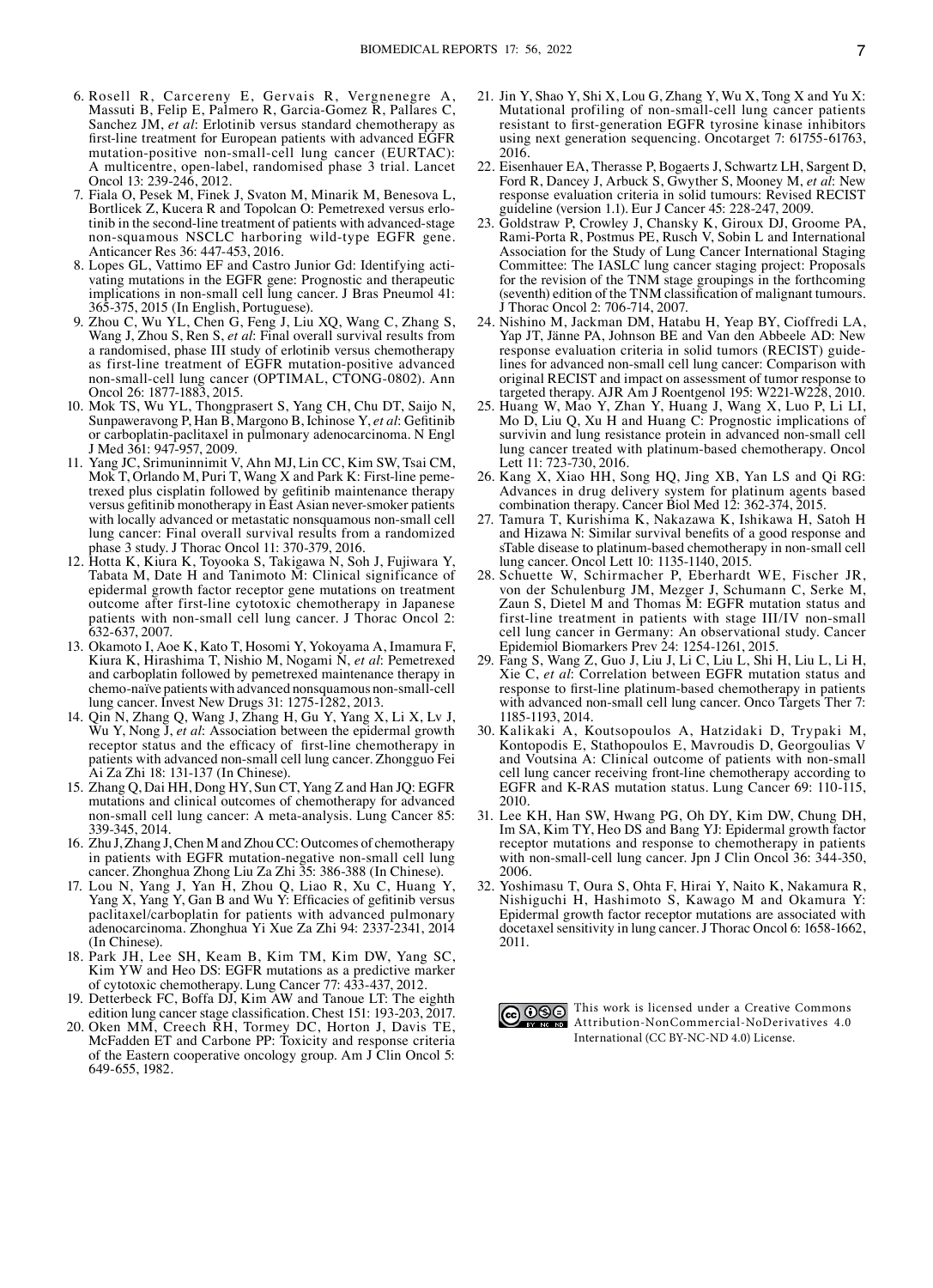6. Rosell R, Carcereny E, Gervais R, Vergnenegre A, Massuti B, Felip E, Palmero R, Garcia-Gomez R, Pallares C, Sanchez JM, *et al*: Erlotinib versus standard chemotherapy as first-line treatment for European patients with advanced EGFR mutation-positive non-small-cell lung cancer (EURTAC): A multicentre, open-label, randomised phase 3 trial. Lancet Oncol 13: 239-246, 2012.
7. Fiala O, Pesek M, Finek J, Svaton M, Minarik M, Benesova L, Bortlicek Z, Kucera R and Topolcan O: Pemetrexed versus erlotinib in the second-line treatment of patients with advanced-stage non-squamous NSCLC harboring wild-type EGFR gene. Anticancer Res 36: 447-453, 2016.
8. Lopes GL, Vattimo EF and Castro Junior Gd: Identifying activating mutations in the EGFR gene: Prognostic and therapeutic implications in non-small cell lung cancer. J Bras Pneumol 41: 365-375, 2015 (In English, Portuguese).
9. Zhou C, Wu YL, Chen G, Feng J, Liu XQ, Wang C, Zhang S, Wang J, Zhou S, Ren S, *et al*: Final overall survival results from a randomised, phase III study of erlotinib versus chemotherapy as first-line treatment of EGFR mutation-positive advanced non-small-cell lung cancer (OPTIMAL, CTONG-0802). Ann Oncol 26: 1877-1883, 2015.
10. Mok TS, Wu YL, Thongprasert S, Yang CH, Chu DT, Saijo N, Sunpaweravong P, Han B, Margono B, Ichinose Y, *et al*: Gefitinib or carboplatin-paclitaxel in pulmonary adenocarcinoma. N Engl J Med 361: 947-957, 2009.
11. Yang JC, Srimuninnimit V, Ahn MJ, Lin CC, Kim SW, Tsai CM, Mok T, Orlando M, Puri T, Wang X and Park K: First-line pemetrexed plus cisplatin followed by gefitinib maintenance therapy versus gefitinib monotherapy in East Asian never-smoker patients with locally advanced or metastatic nonsquamous non-small cell lung cancer: Final overall survival results from a randomized phase 3 study. J Thorac Oncol 11: 370-379, 2016.
12. Hotta K, Kiura K, Toyooka S, Takigawa N, Soh J, Fujiwara Y, Tabata M, Date H and Tanimoto M: Clinical significance of epidermal growth factor receptor gene mutations on treatment outcome after first-line cytotoxic chemotherapy in Japanese patients with non-small cell lung cancer. J Thorac Oncol 2: 632-637, 2007.
13. Okamoto I, Aoe K, Kato T, Hosomi Y, Yokoyama A, Imamura F, Kiura K, Hirashima T, Nishio M, Nogami N, *et al*: Pemetrexed and carboplatin followed by pemetrexed maintenance therapy in chemo-naïve patients with advanced nonsquamous non-small-cell lung cancer. Invest New Drugs 31: 1275-1282, 2013.
14. Qin N, Zhang Q, Wang J, Zhang H, Gu Y, Yang X, Li X, Lv J, Wu Y, Nong J, *et al*: Association between the epidermal growth receptor status and the efficacy of first-line chemotherapy in patients with advanced non-small cell lung cancer. Zhongguo Fei Ai Za Zhi 18: 131-137 (In Chinese).
15. Zhang Q, Dai HH, Dong HY, Sun CT, Yang Z and Han JQ: EGFR mutations and clinical outcomes of chemotherapy for advanced non-small cell lung cancer: A meta-analysis. Lung Cancer 85: 339-345, 2014.
16. Zhu J, Zhang J, Chen M and Zhou CC: Outcomes of chemotherapy in patients with EGFR mutation-negative non-small cell lung cancer. Zhonghua Zhong Liu Za Zhi 35: 386-388 (In Chinese).
17. Lou N, Yang J, Yan H, Zhou Q, Liao R, Xu C, Huang Y, Yang X, Yang Y, Gan B and Wu Y: Efficacies of gefitinib versus paclitaxel/carboplatin for patients with advanced pulmonary adenocarcinoma. Zhonghua Yi Xue Za Zhi 94: 2337-2341, 2014 (In Chinese).
18. Park JH, Lee SH, Keam B, Kim TM, Kim DW, Yang SC, Kim YW and Heo DS: EGFR mutations as a predictive marker of cytotoxic chemotherapy. Lung Cancer 77: 433-437, 2012.
19. Detterbeck FC, Boffa DJ, Kim AW and Tanoue LT: The eighth edition lung cancer stage classification. Chest 151: 193-203, 2017.
20. Oken MM, Creech RH, Tormey DC, Horton J, Davis TE, McFadden ET and Carbone PP: Toxicity and response criteria of the Eastern cooperative oncology group. Am J Clin Oncol 5: 649-655, 1982.
21. Jin Y, Shao Y, Shi X, Lou G, Zhang Y, Wu X, Tong X and Yu X: Mutational profiling of non-small-cell lung cancer patients resistant to first-generation EGFR tyrosine kinase inhibitors using next generation sequencing. Oncotarget 7: 61755-61763, 2016.
22. Eisenhauer EA, Therasse P, Bogaerts J, Schwartz LH, Sargent D, Ford R, Dancey J, Arbuck S, Gwyther S, Mooney M, *et al*: New response evaluation criteria in solid tumours: Revised RECIST guideline (version 1.1). Eur J Cancer 45: 228-247, 2009.
23. Goldstraw P, Crowley J, Chansky K, Giroux DJ, Groome PA, Rami-Porta R, Postmus PE, Rusch V, Sobin L and International Association for the Study of Lung Cancer International Staging Committee: The IASLC lung cancer staging project: Proposals for the revision of the TNM stage groupings in the forthcoming (seventh) edition of the TNM classification of malignant tumours. J Thorac Oncol 2: 706-714, 2007.
24. Nishino M, Jackman DM, Hatabu H, Yeap BY, Cioffredi LA, Yap JT, Jänne PA, Johnson BE and Van den Abbeele AD: New response evaluation criteria in solid tumors (RECIST) guidelines for advanced non-small cell lung cancer: Comparison with original RECIST and impact on assessment of tumor response to targeted therapy. AJR Am J Roentgenol 195: W221-W228, 2010.
25. Huang W, Mao Y, Zhan Y, Huang J, Wang X, Luo P, Li LI, Mo D, Liu Q, Xu H and Huang C: Prognostic implications of survivin and lung resistance protein in advanced non-small cell lung cancer treated with platinum-based chemotherapy. Oncol Lett 11: 723-730, 2016.
26. Kang X, Xiao HH, Song HQ, Jing XB, Yan LS and Qi RG: Advances in drug delivery system for platinum agents based combination therapy. Cancer Biol Med 12: 362-374, 2015.
27. Tamura T, Kurishima K, Nakazawa K, Ishikawa H, Satoh H and Hizawa N: Similar survival benefits of a good response and sTable disease to platinum-based chemotherapy in non-small cell lung cancer. Oncol Lett 10: 1135-1140, 2015.
28. Schuette W, Schirmacher P, Eberhardt WE, Fischer JR, von der Schulenburg JM, Mezger J, Schumann C, Serke M, Zaun S, Dietel M and Thomas M: EGFR mutation status and first-line treatment in patients with stage III/IV non-small cell lung cancer in Germany: An observational study. Cancer Epidemiol Biomarkers Prev 24: 1254-1261, 2015.
29. Fang S, Wang Z, Guo J, Liu J, Li C, Liu L, Shi H, Liu L, Li H, Xie C, *et al*: Correlation between EGFR mutation status and response to first-line platinum-based chemotherapy in patients with advanced non-small cell lung cancer. Onco Targets Ther 7: 1185-1193, 2014.
30. Kalikaki A, Koutsopoulos A, Hatzidaki D, Trypaki M, Kontopodis E, Stathopoulos E, Mavroudis D, Georgoulias V and Voutsina A: Clinical outcome of patients with non-small cell lung cancer receiving front-line chemotherapy according to EGFR and K-RAS mutation status. Lung Cancer 69: 110-115, 2010.
31. Lee KH, Han SW, Hwang PG, Oh DY, Kim DW, Chung DH, Im SA, Kim TY, Heo DS and Bang YJ: Epidermal growth factor receptor mutations and response to chemotherapy in patients with non-small-cell lung cancer. Jpn J Clin Oncol 36: 344-350, 2006.
32. Yoshimasu T, Oura S, Ohta F, Hirai Y, Naito K, Nakamura R, Nishiguchi H, Hashimoto S, Kawago M and Okamura Y: Epidermal growth factor receptor mutations are associated with docetaxel sensitivity in lung cancer. J Thorac Oncol 6: 1658-1662, 2011.

This work is licensed under a Creative Commons Attribution-NonCommercial-NoDerivatives 4.0 International (CC BY-NC-ND 4.0) License.